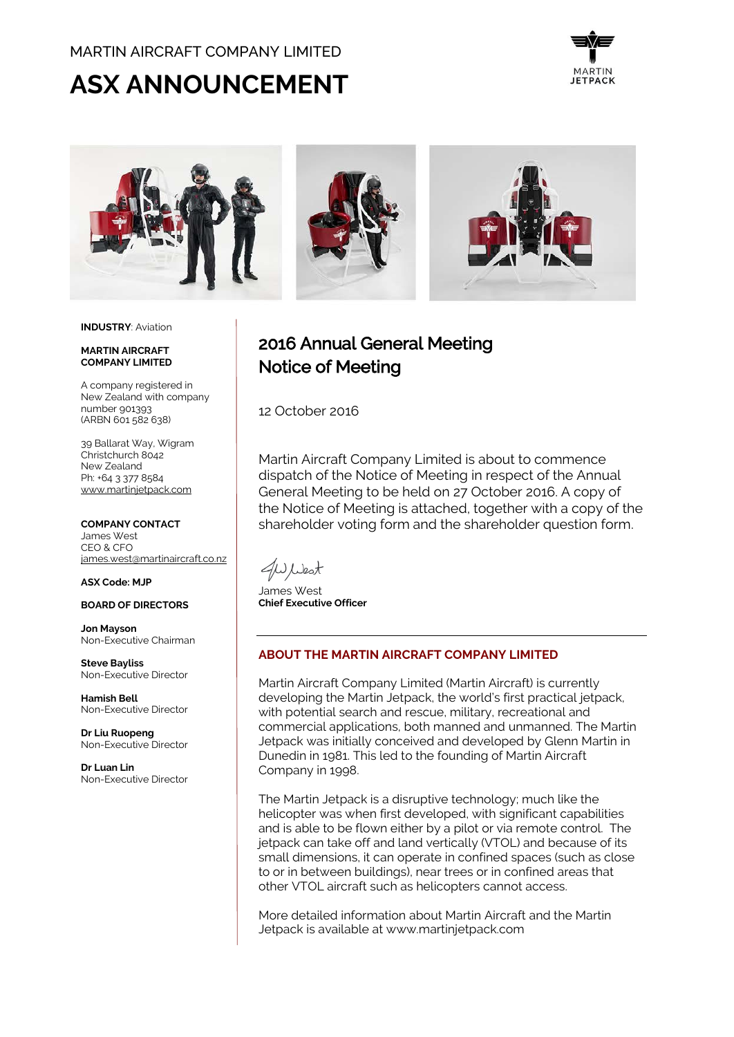MARTIN AIRCRAFT COMPANY LIMITED

# ASX ANNOUNCEMENT

**INDUSTRY**: Aviation

**MARTIN AIRCRAFT COMPANY LIMITED**

A company registered in New Zealand with company number 901393 (ARBN 601 582 638)

39 Ballarat Way, Wigram
Christchurch 8042
New Zealand
Ph: +64 3 377 8584
www.martinjetpack.com

**COMPANY CONTACT**
James West
CEO & CFO
james.west@martinaircraft.co.nz

**ASX Code: MJP**

**BOARD OF DIRECTORS**

**Jon Mayson**
Non-Executive Chairman

**Steve Bayliss**
Non-Executive Director

**Hamish Bell**
Non-Executive Director

**Dr Liu Ruopeng**
Non-Executive Director

**Dr Luan Lin**
Non-Executive Director

## 2016 Annual General Meeting Notice of Meeting

12 October 2016

Martin Aircraft Company Limited is about to commence dispatch of the Notice of Meeting in respect of the Annual General Meeting to be held on 27 October 2016. A copy of the Notice of Meeting is attached, together with a copy of the shareholder voting form and the shareholder question form.

James West
**Chief Executive Officer**

---

### ABOUT THE MARTIN AIRCRAFT COMPANY LIMITED

Martin Aircraft Company Limited (Martin Aircraft) is currently developing the Martin Jetpack, the world's first practical jetpack, with potential search and rescue, military, recreational and commercial applications, both manned and unmanned. The Martin Jetpack was initially conceived and developed by Glenn Martin in Dunedin in 1981. This led to the founding of Martin Aircraft Company in 1998.

The Martin Jetpack is a disruptive technology; much like the helicopter was when first developed, with significant capabilities and is able to be flown either by a pilot or via remote control. The jetpack can take off and land vertically (VTOL) and because of its small dimensions, it can operate in confined spaces (such as close to or in between buildings), near trees or in confined areas that other VTOL aircraft such as helicopters cannot access.

More detailed information about Martin Aircraft and the Martin Jetpack is available at www.martinjetpack.com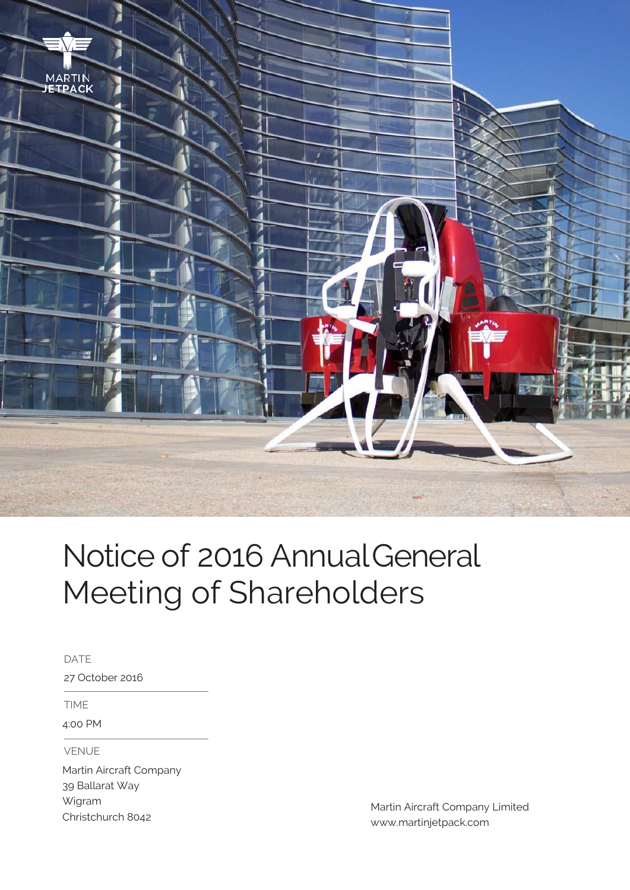MARTIN
JETPACK

# Notice of 2016 Annual General Meeting of Shareholders

DATE

27 October 2016

TIME

4:00 PM

VENUE

Martin Aircraft Company
39 Ballarat Way
Wigram
Christchurch 8042

Martin Aircraft Company Limited
www.martinjetpack.com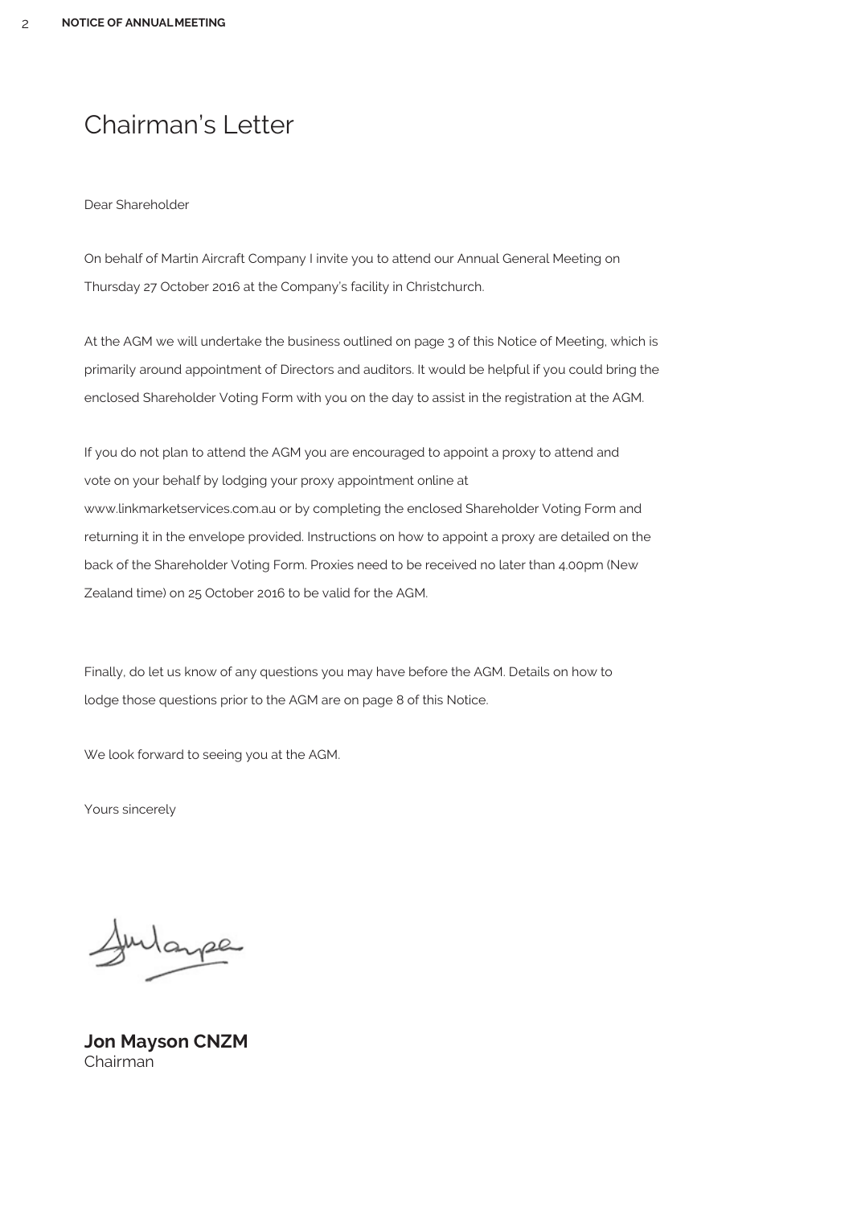# Chairman's Letter

Dear Shareholder

On behalf of Martin Aircraft Company I invite you to attend our Annual General Meeting on Thursday 27 October 2016 at the Company's facility in Christchurch.

At the AGM we will undertake the business outlined on page 3 of this Notice of Meeting, which is primarily around appointment of Directors and auditors. It would be helpful if you could bring the enclosed Shareholder Voting Form with you on the day to assist in the registration at the AGM.

If you do not plan to attend the AGM you are encouraged to appoint a proxy to attend and vote on your behalf by lodging your proxy appointment online at www.linkmarketservices.com.au or by completing the enclosed Shareholder Voting Form and returning it in the envelope provided. Instructions on how to appoint a proxy are detailed on the back of the Shareholder Voting Form. Proxies need to be received no later than 4.00pm (New Zealand time) on 25 October 2016 to be valid for the AGM.

Finally, do let us know of any questions you may have before the AGM. Details on how to lodge those questions prior to the AGM are on page 8 of this Notice.

We look forward to seeing you at the AGM.

Yours sincerely

**Jon Mayson CNZM**
Chairman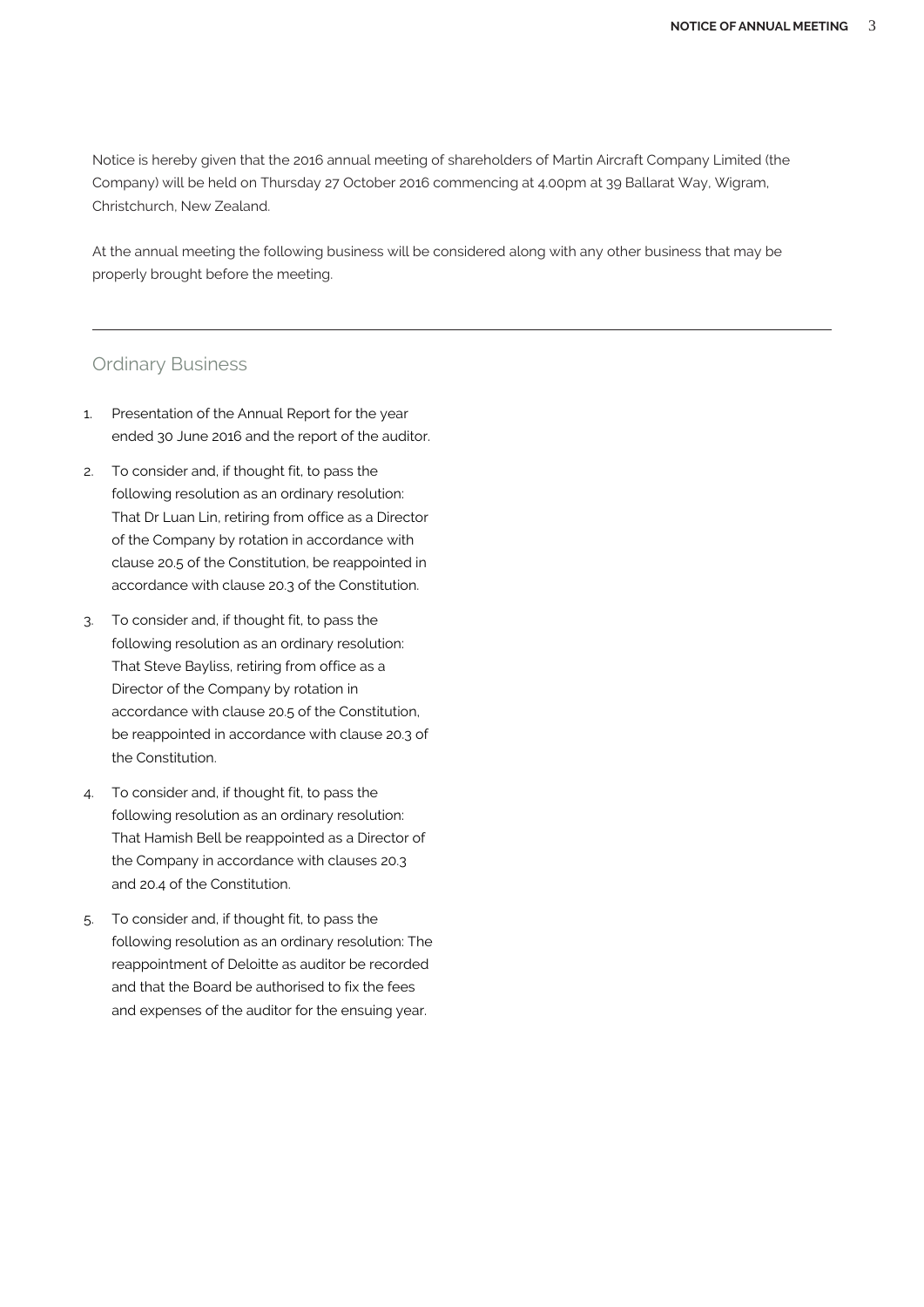Notice is hereby given that the 2016 annual meeting of shareholders of Martin Aircraft Company Limited (the Company) will be held on Thursday 27 October 2016 commencing at 4.00pm at 39 Ballarat Way, Wigram, Christchurch, New Zealand.

At the annual meeting the following business will be considered along with any other business that may be properly brought before the meeting.

---

## Ordinary Business

1. Presentation of the Annual Report for the year ended 30 June 2016 and the report of the auditor.
2. To consider and, if thought fit, to pass the following resolution as an ordinary resolution: That Dr Luan Lin, retiring from office as a Director of the Company by rotation in accordance with clause 20.5 of the Constitution, be reappointed in accordance with clause 20.3 of the Constitution.
3. To consider and, if thought fit, to pass the following resolution as an ordinary resolution: That Steve Bayliss, retiring from office as a Director of the Company by rotation in accordance with clause 20.5 of the Constitution, be reappointed in accordance with clause 20.3 of the Constitution.
4. To consider and, if thought fit, to pass the following resolution as an ordinary resolution: That Hamish Bell be reappointed as a Director of the Company in accordance with clauses 20.3 and 20.4 of the Constitution.
5. To consider and, if thought fit, to pass the following resolution as an ordinary resolution: The reappointment of Deloitte as auditor be recorded and that the Board be authorised to fix the fees and expenses of the auditor for the ensuing year.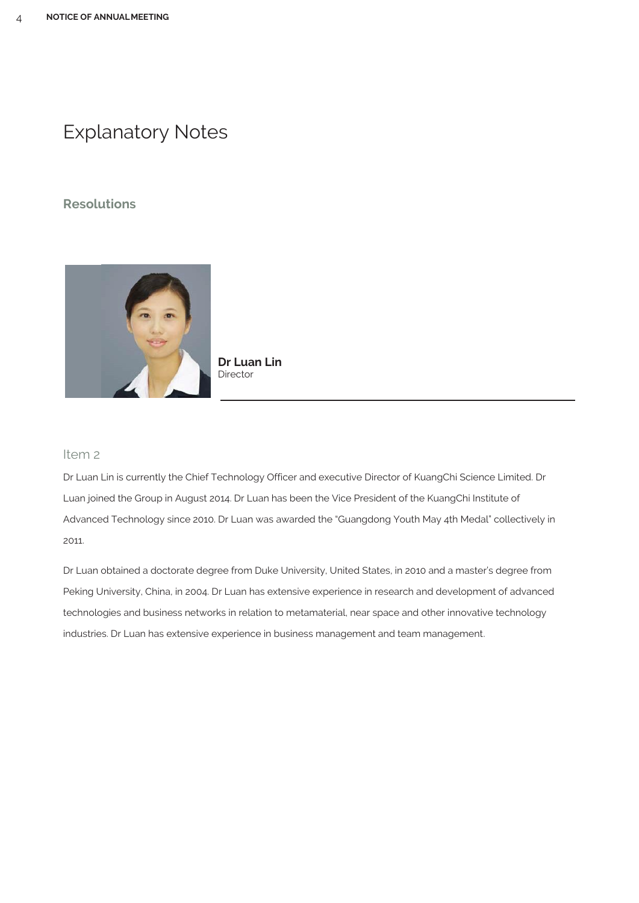# Explanatory Notes

## Resolutions

**Dr Luan Lin**
Director

### Item 2

Dr Luan Lin is currently the Chief Technology Officer and executive Director of KuangChi Science Limited. Dr Luan joined the Group in August 2014. Dr Luan has been the Vice President of the KuangChi Institute of Advanced Technology since 2010. Dr Luan was awarded the "Guangdong Youth May 4th Medal" collectively in 2011.

Dr Luan obtained a doctorate degree from Duke University, United States, in 2010 and a master's degree from Peking University, China, in 2004. Dr Luan has extensive experience in research and development of advanced technologies and business networks in relation to metamaterial, near space and other innovative technology industries. Dr Luan has extensive experience in business management and team management.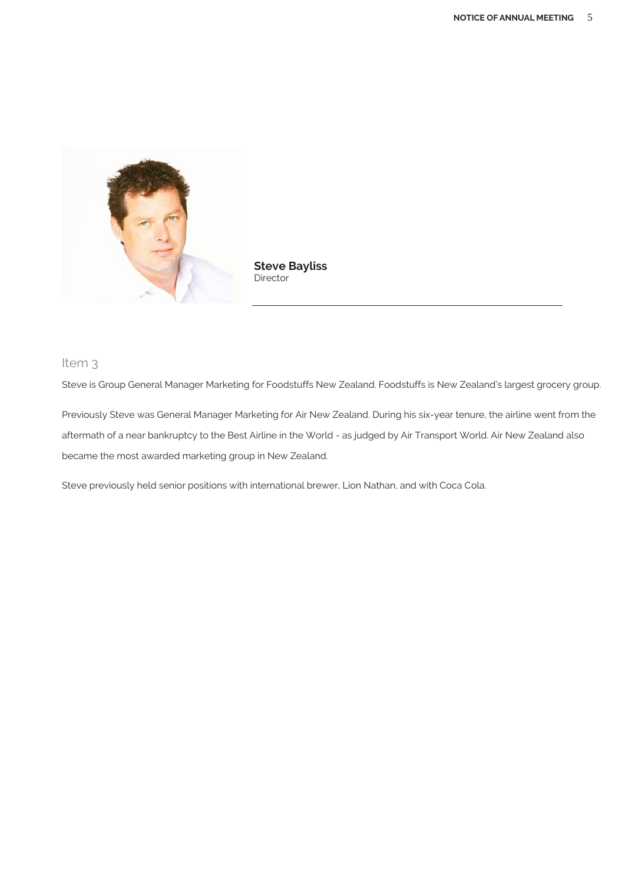**Steve Bayliss**
Director

## Item 3

Steve is Group General Manager Marketing for Foodstuffs New Zealand. Foodstuffs is New Zealand's largest grocery group.

Previously Steve was General Manager Marketing for Air New Zealand. During his six-year tenure, the airline went from the aftermath of a near bankruptcy to the Best Airline in the World - as judged by Air Transport World. Air New Zealand also became the most awarded marketing group in New Zealand.

Steve previously held senior positions with international brewer, Lion Nathan, and with Coca Cola.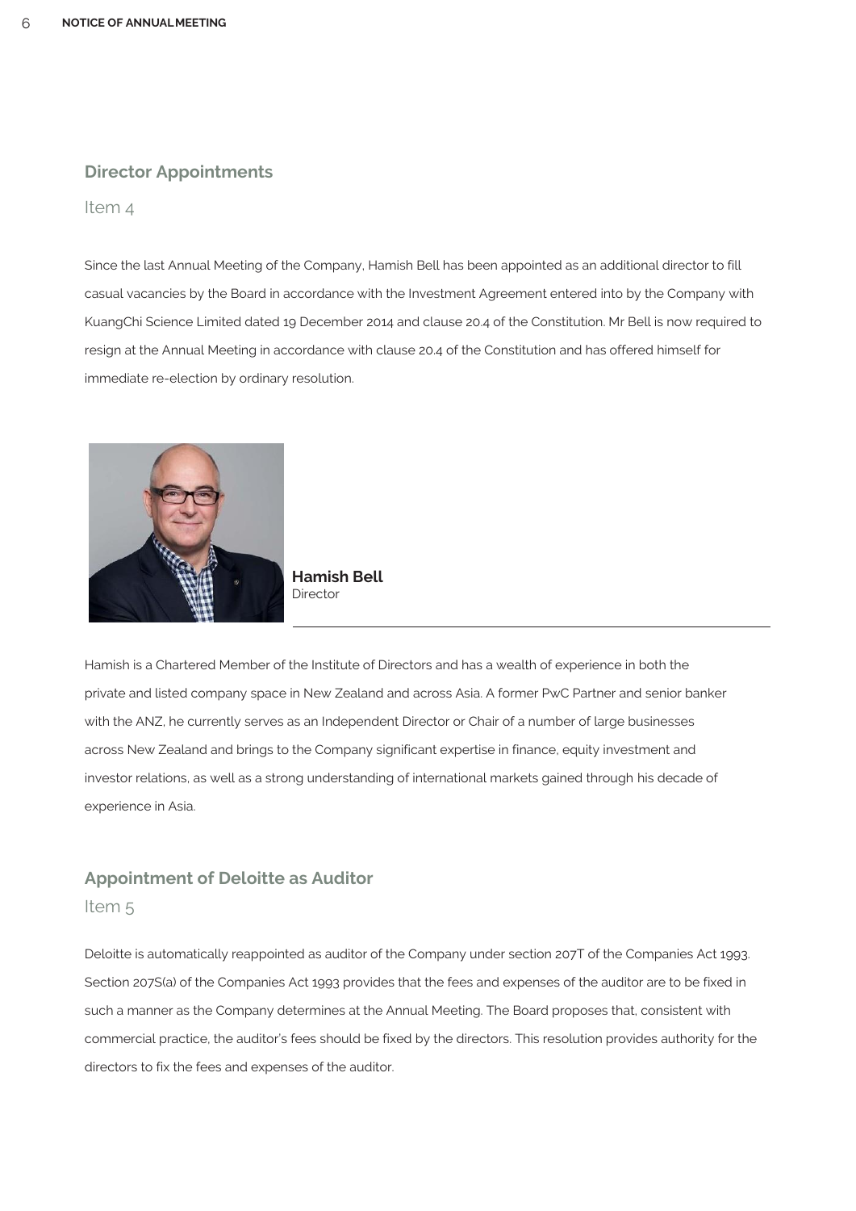## Director Appointments

Item 4

Since the last Annual Meeting of the Company, Hamish Bell has been appointed as an additional director to fill casual vacancies by the Board in accordance with the Investment Agreement entered into by the Company with KuangChi Science Limited dated 19 December 2014 and clause 20.4 of the Constitution. Mr Bell is now required to resign at the Annual Meeting in accordance with clause 20.4 of the Constitution and has offered himself for immediate re-election by ordinary resolution.

**Hamish Bell**
Director

Hamish is a Chartered Member of the Institute of Directors and has a wealth of experience in both the private and listed company space in New Zealand and across Asia. A former PwC Partner and senior banker with the ANZ, he currently serves as an Independent Director or Chair of a number of large businesses across New Zealand and brings to the Company significant expertise in finance, equity investment and investor relations, as well as a strong understanding of international markets gained through his decade of experience in Asia.

## Appointment of Deloitte as Auditor

Item 5

Deloitte is automatically reappointed as auditor of the Company under section 207T of the Companies Act 1993. Section 207S(a) of the Companies Act 1993 provides that the fees and expenses of the auditor are to be fixed in such a manner as the Company determines at the Annual Meeting. The Board proposes that, consistent with commercial practice, the auditor's fees should be fixed by the directors. This resolution provides authority for the directors to fix the fees and expenses of the auditor.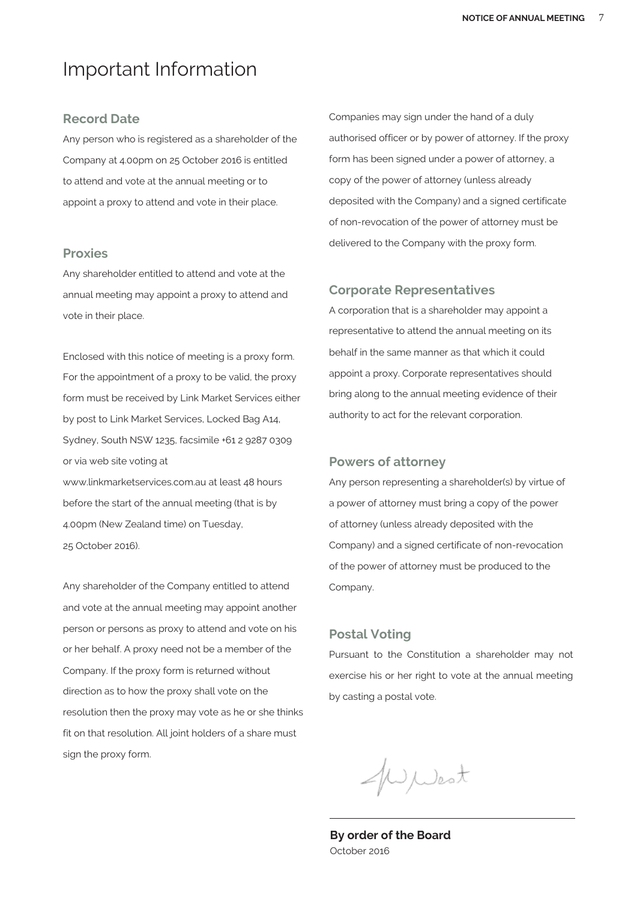# Important Information

## Record Date

Any person who is registered as a shareholder of the Company at 4.00pm on 25 October 2016 is entitled to attend and vote at the annual meeting or to appoint a proxy to attend and vote in their place.

## Proxies

Any shareholder entitled to attend and vote at the annual meeting may appoint a proxy to attend and vote in their place.

Enclosed with this notice of meeting is a proxy form. For the appointment of a proxy to be valid, the proxy form must be received by Link Market Services either by post to Link Market Services, Locked Bag A14, Sydney, South NSW 1235, facsimile +61 2 9287 0309 or via web site voting at www.linkmarketservices.com.au at least 48 hours before the start of the annual meeting (that is by 4.00pm (New Zealand time) on Tuesday, 25 October 2016).

Any shareholder of the Company entitled to attend and vote at the annual meeting may appoint another person or persons as proxy to attend and vote on his or her behalf. A proxy need not be a member of the Company. If the proxy form is returned without direction as to how the proxy shall vote on the resolution then the proxy may vote as he or she thinks fit on that resolution. All joint holders of a share must sign the proxy form.

Companies may sign under the hand of a duly authorised officer or by power of attorney. If the proxy form has been signed under a power of attorney, a copy of the power of attorney (unless already deposited with the Company) and a signed certificate of non-revocation of the power of attorney must be delivered to the Company with the proxy form.

## Corporate Representatives

A corporation that is a shareholder may appoint a representative to attend the annual meeting on its behalf in the same manner as that which it could appoint a proxy. Corporate representatives should bring along to the annual meeting evidence of their authority to act for the relevant corporation.

## Powers of attorney

Any person representing a shareholder(s) by virtue of a power of attorney must bring a copy of the power of attorney (unless already deposited with the Company) and a signed certificate of non-revocation of the power of attorney must be produced to the Company.

## Postal Voting

Pursuant to the Constitution a shareholder may not exercise his or her right to vote at the annual meeting by casting a postal vote.

**By order of the Board**
October 2016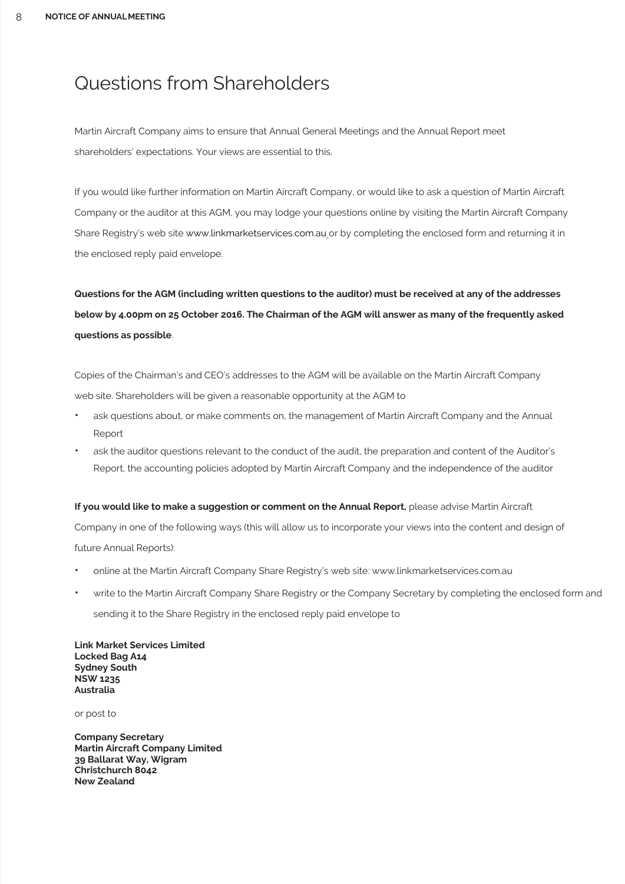# Questions from Shareholders

Martin Aircraft Company aims to ensure that Annual General Meetings and the Annual Report meet shareholders' expectations. Your views are essential to this.

If you would like further information on Martin Aircraft Company, or would like to ask a question of Martin Aircraft Company or the auditor at this AGM, you may lodge your questions online by visiting the Martin Aircraft Company Share Registry's web site www.linkmarketservices.com.au or by completing the enclosed form and returning it in the enclosed reply paid envelope.

**Questions for the AGM (including written questions to the auditor) must be received at any of the addresses below by 4.00pm on 25 October 2016. The Chairman of the AGM will answer as many of the frequently asked questions as possible**.

Copies of the Chairman's and CEO's addresses to the AGM will be available on the Martin Aircraft Company web site. Shareholders will be given a reasonable opportunity at the AGM to

- ask questions about, or make comments on, the management of Martin Aircraft Company and the Annual Report
- ask the auditor questions relevant to the conduct of the audit, the preparation and content of the Auditor's Report, the accounting policies adopted by Martin Aircraft Company and the independence of the auditor

**If you would like to make a suggestion or comment on the Annual Report,** please advise Martin Aircraft Company in one of the following ways (this will allow us to incorporate your views into the content and design of future Annual Reports):

- online at the Martin Aircraft Company Share Registry's web site: www.linkmarketservices.com.au
- write to the Martin Aircraft Company Share Registry or the Company Secretary by completing the enclosed form and sending it to the Share Registry in the enclosed reply paid envelope to

**Link Market Services Limited**
**Locked Bag A14**
**Sydney South**
**NSW 1235**
**Australia**

or post to

**Company Secretary**
**Martin Aircraft Company Limited**
**39 Ballarat Way, Wigram**
**Christchurch 8042**
**New Zealand**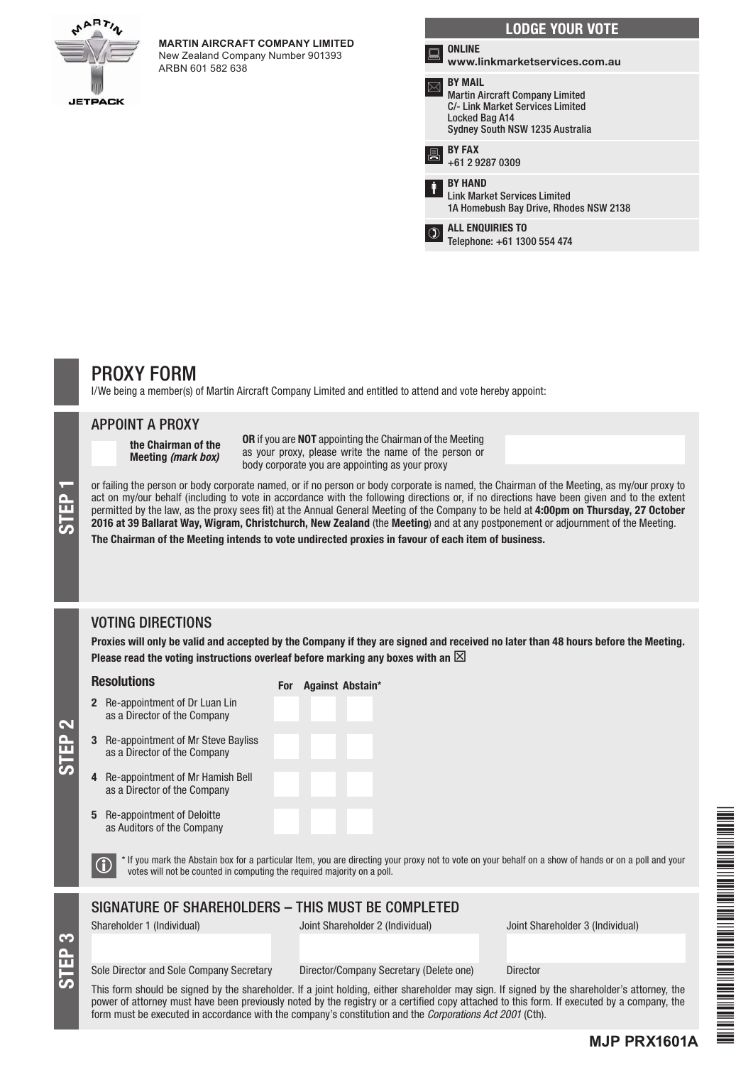**MARTIN AIRCRAFT COMPANY LIMITED**
New Zealand Company Number 901393
ARBN 601 582 638

## LODGE YOUR VOTE

**ONLINE**
**www.linkmarketservices.com.au**

**BY MAIL**
Martin Aircraft Company Limited
C/- Link Market Services Limited
Locked Bag A14
Sydney South NSW 1235 Australia

**BY FAX**
+61 2 9287 0309

**BY HAND**
Link Market Services Limited
1A Homebush Bay Drive, Rhodes NSW 2138

**ALL ENQUIRIES TO**
Telephone: +61 1300 554 474

# PROXY FORM

I/We being a member(s) of Martin Aircraft Company Limited and entitled to attend and vote hereby appoint:

## STEP 1

### APPOINT A PROXY

☐ **the Chairman of the Meeting** *(mark box)*

**OR** if you are **NOT** appointing the Chairman of the Meeting as your proxy, please write the name of the person or body corporate you are appointing as your proxy

or failing the person or body corporate named, or if no person or body corporate is named, the Chairman of the Meeting, as my/our proxy to act on my/our behalf (including to vote in accordance with the following directions or, if no directions have been given and to the extent permitted by the law, as the proxy sees fit) at the Annual General Meeting of the Company to be held at **4:00pm on Thursday, 27 October 2016 at 39 Ballarat Way, Wigram, Christchurch, New Zealand** (the **Meeting**) and at any postponement or adjournment of the Meeting.

**The Chairman of the Meeting intends to vote undirected proxies in favour of each item of business.**

## STEP 2

### VOTING DIRECTIONS

**Proxies will only be valid and accepted by the Company if they are signed and received no later than 48 hours before the Meeting.**
**Please read the voting instructions overleaf before marking any boxes with an ☒**

| Resolutions | For | Against | Abstain* |
|---|---|---|---|
| **2** Re-appointment of Dr Luan Lin as a Director of the Company | ☐ | ☐ | ☐ |
| **3** Re-appointment of Mr Steve Bayliss as a Director of the Company | ☐ | ☐ | ☐ |
| **4** Re-appointment of Mr Hamish Bell as a Director of the Company | ☐ | ☐ | ☐ |
| **5** Re-appointment of Deloitte as Auditors of the Company | ☐ | ☐ | ☐ |

\* If you mark the Abstain box for a particular Item, you are directing your proxy not to vote on your behalf on a show of hands or on a poll and your votes will not be counted in computing the required majority on a poll.

## STEP 3

### SIGNATURE OF SHAREHOLDERS – THIS MUST BE COMPLETED

| Shareholder 1 (Individual) | Joint Shareholder 2 (Individual) | Joint Shareholder 3 (Individual) |
|---|---|---|
| | | |
| Sole Director and Sole Company Secretary | Director/Company Secretary (Delete one) | Director |

This form should be signed by the shareholder. If a joint holding, either shareholder may sign. If signed by the shareholder's attorney, the power of attorney must have been previously noted by the registry or a certified copy attached to this form. If executed by a company, the form must be executed in accordance with the company's constitution and the *Corporations Act 2001* (Cth).

**MJP PRX1601A**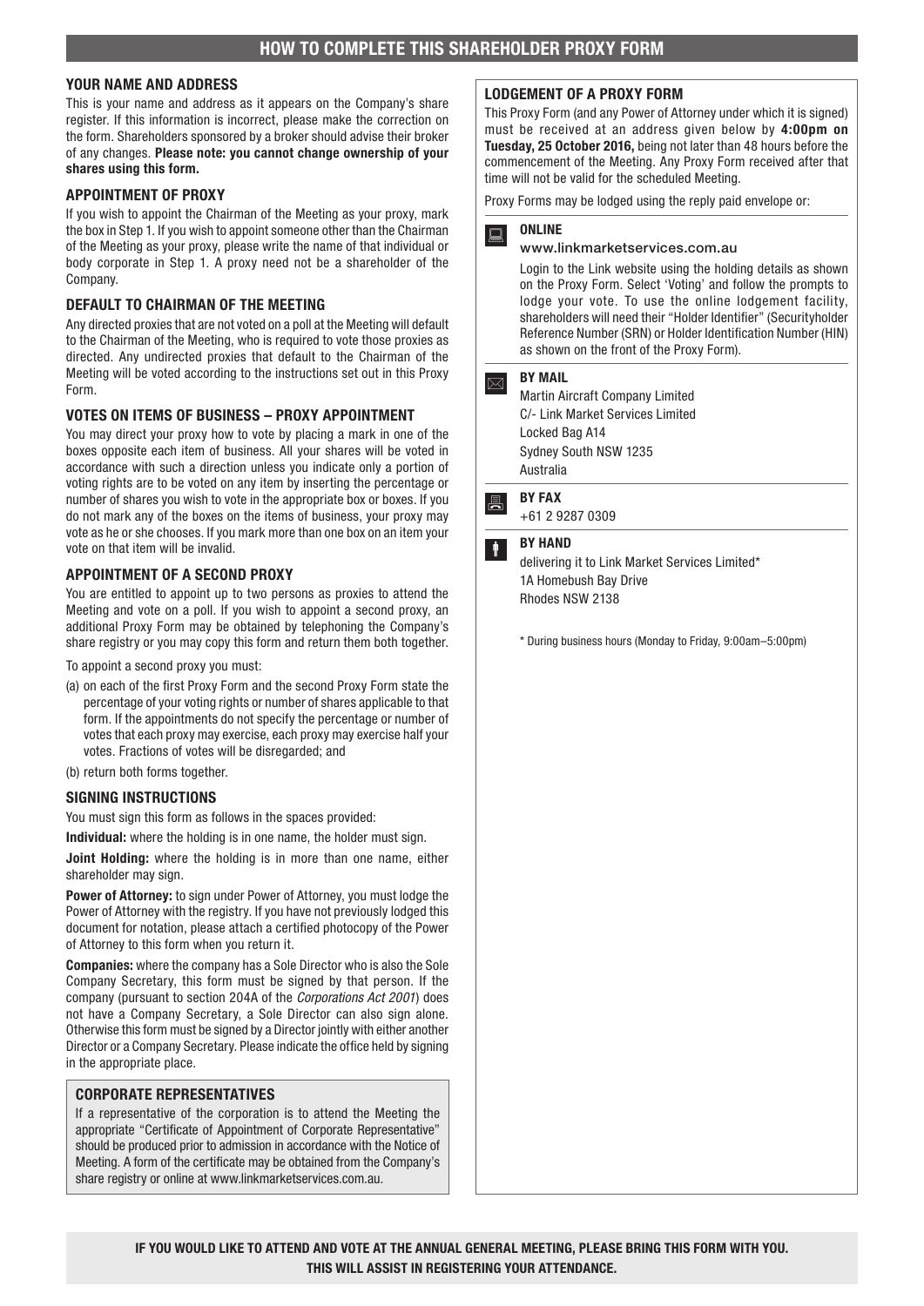# HOW TO COMPLETE THIS SHAREHOLDER PROXY FORM

### YOUR NAME AND ADDRESS

This is your name and address as it appears on the Company's share register. If this information is incorrect, please make the correction on the form. Shareholders sponsored by a broker should advise their broker of any changes. **Please note: you cannot change ownership of your shares using this form.**

### APPOINTMENT OF PROXY

If you wish to appoint the Chairman of the Meeting as your proxy, mark the box in Step 1. If you wish to appoint someone other than the Chairman of the Meeting as your proxy, please write the name of that individual or body corporate in Step 1. A proxy need not be a shareholder of the Company.

### DEFAULT TO CHAIRMAN OF THE MEETING

Any directed proxies that are not voted on a poll at the Meeting will default to the Chairman of the Meeting, who is required to vote those proxies as directed. Any undirected proxies that default to the Chairman of the Meeting will be voted according to the instructions set out in this Proxy Form.

### VOTES ON ITEMS OF BUSINESS – PROXY APPOINTMENT

You may direct your proxy how to vote by placing a mark in one of the boxes opposite each item of business. All your shares will be voted in accordance with such a direction unless you indicate only a portion of voting rights are to be voted on any item by inserting the percentage or number of shares you wish to vote in the appropriate box or boxes. If you do not mark any of the boxes on the items of business, your proxy may vote as he or she chooses. If you mark more than one box on an item your vote on that item will be invalid.

### APPOINTMENT OF A SECOND PROXY

You are entitled to appoint up to two persons as proxies to attend the Meeting and vote on a poll. If you wish to appoint a second proxy, an additional Proxy Form may be obtained by telephoning the Company's share registry or you may copy this form and return them both together.

To appoint a second proxy you must:

(a) on each of the first Proxy Form and the second Proxy Form state the percentage of your voting rights or number of shares applicable to that form. If the appointments do not specify the percentage or number of votes that each proxy may exercise, each proxy may exercise half your votes. Fractions of votes will be disregarded; and

(b) return both forms together.

### SIGNING INSTRUCTIONS

You must sign this form as follows in the spaces provided:

**Individual:** where the holding is in one name, the holder must sign.

**Joint Holding:** where the holding is in more than one name, either shareholder may sign.

**Power of Attorney:** to sign under Power of Attorney, you must lodge the Power of Attorney with the registry. If you have not previously lodged this document for notation, please attach a certified photocopy of the Power of Attorney to this form when you return it.

**Companies:** where the company has a Sole Director who is also the Sole Company Secretary, this form must be signed by that person. If the company (pursuant to section 204A of the *Corporations Act 2001*) does not have a Company Secretary, a Sole Director can also sign alone. Otherwise this form must be signed by a Director jointly with either another Director or a Company Secretary. Please indicate the office held by signing in the appropriate place.

### CORPORATE REPRESENTATIVES

If a representative of the corporation is to attend the Meeting the appropriate "Certificate of Appointment of Corporate Representative" should be produced prior to admission in accordance with the Notice of Meeting. A form of the certificate may be obtained from the Company's share registry or online at www.linkmarketservices.com.au.

### LODGEMENT OF A PROXY FORM

This Proxy Form (and any Power of Attorney under which it is signed) must be received at an address given below by **4:00pm on Tuesday, 25 October 2016,** being not later than 48 hours before the commencement of the Meeting. Any Proxy Form received after that time will not be valid for the scheduled Meeting.

Proxy Forms may be lodged using the reply paid envelope or:

**ONLINE**

www.linkmarketservices.com.au

Login to the Link website using the holding details as shown on the Proxy Form. Select 'Voting' and follow the prompts to lodge your vote. To use the online lodgement facility, shareholders will need their "Holder Identifier" (Securityholder Reference Number (SRN) or Holder Identification Number (HIN) as shown on the front of the Proxy Form).

**BY MAIL**

Martin Aircraft Company Limited
C/- Link Market Services Limited
Locked Bag A14
Sydney South NSW 1235
Australia

**BY FAX**

+61 2 9287 0309

**BY HAND**

delivering it to Link Market Services Limited*
1A Homebush Bay Drive
Rhodes NSW 2138

\* During business hours (Monday to Friday, 9:00am–5:00pm)

**IF YOU WOULD LIKE TO ATTEND AND VOTE AT THE ANNUAL GENERAL MEETING, PLEASE BRING THIS FORM WITH YOU. THIS WILL ASSIST IN REGISTERING YOUR ATTENDANCE.**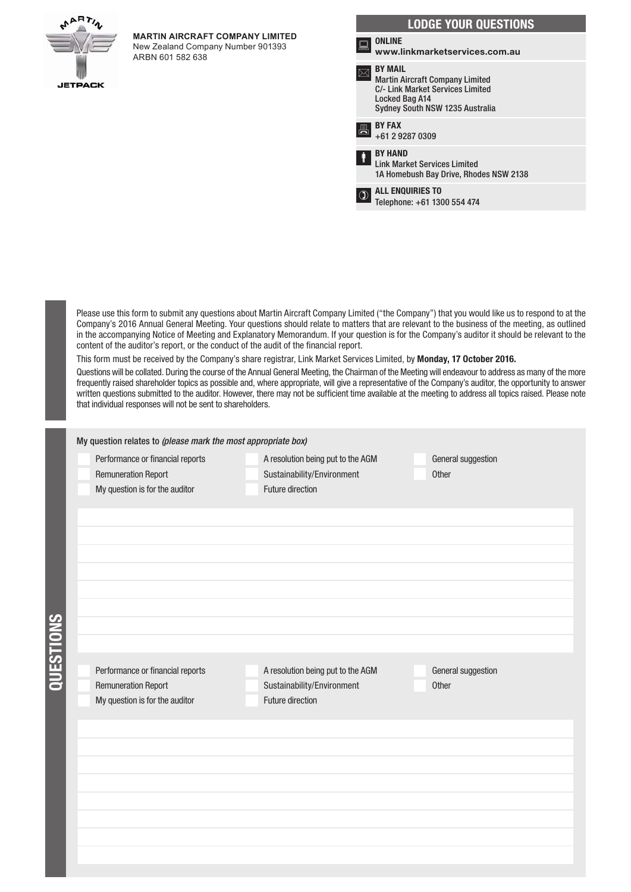**MARTIN AIRCRAFT COMPANY LIMITED**
New Zealand Company Number 901393
ARBN 601 582 638

## LODGE YOUR QUESTIONS

**ONLINE**
**www.linkmarketservices.com.au**

**BY MAIL**
Martin Aircraft Company Limited
C/- Link Market Services Limited
Locked Bag A14
Sydney South NSW 1235 Australia

**BY FAX**
+61 2 9287 0309

**BY HAND**
Link Market Services Limited
1A Homebush Bay Drive, Rhodes NSW 2138

**ALL ENQUIRIES TO**
Telephone: +61 1300 554 474

Please use this form to submit any questions about Martin Aircraft Company Limited ("the Company") that you would like us to respond to at the Company's 2016 Annual General Meeting. Your questions should relate to matters that are relevant to the business of the meeting, as outlined in the accompanying Notice of Meeting and Explanatory Memorandum. If your question is for the Company's auditor it should be relevant to the content of the auditor's report, or the conduct of the audit of the financial report.

This form must be received by the Company's share registrar, Link Market Services Limited, by **Monday, 17 October 2016.**

Questions will be collated. During the course of the Annual General Meeting, the Chairman of the Meeting will endeavour to address as many of the more frequently raised shareholder topics as possible and, where appropriate, will give a representative of the Company's auditor, the opportunity to answer written questions submitted to the auditor. However, there may not be sufficient time available at the meeting to address all topics raised. Please note that individual responses will not be sent to shareholders.

## QUESTIONS

My question relates to *(please mark the most appropriate box)*

- Performance or financial reports
- A resolution being put to the AGM
- General suggestion
- Remuneration Report
- Sustainability/Environment
- Other
- My question is for the auditor
- Future direction

- Performance or financial reports
- A resolution being put to the AGM
- General suggestion
- Remuneration Report
- Sustainability/Environment
- Other
- My question is for the auditor
- Future direction